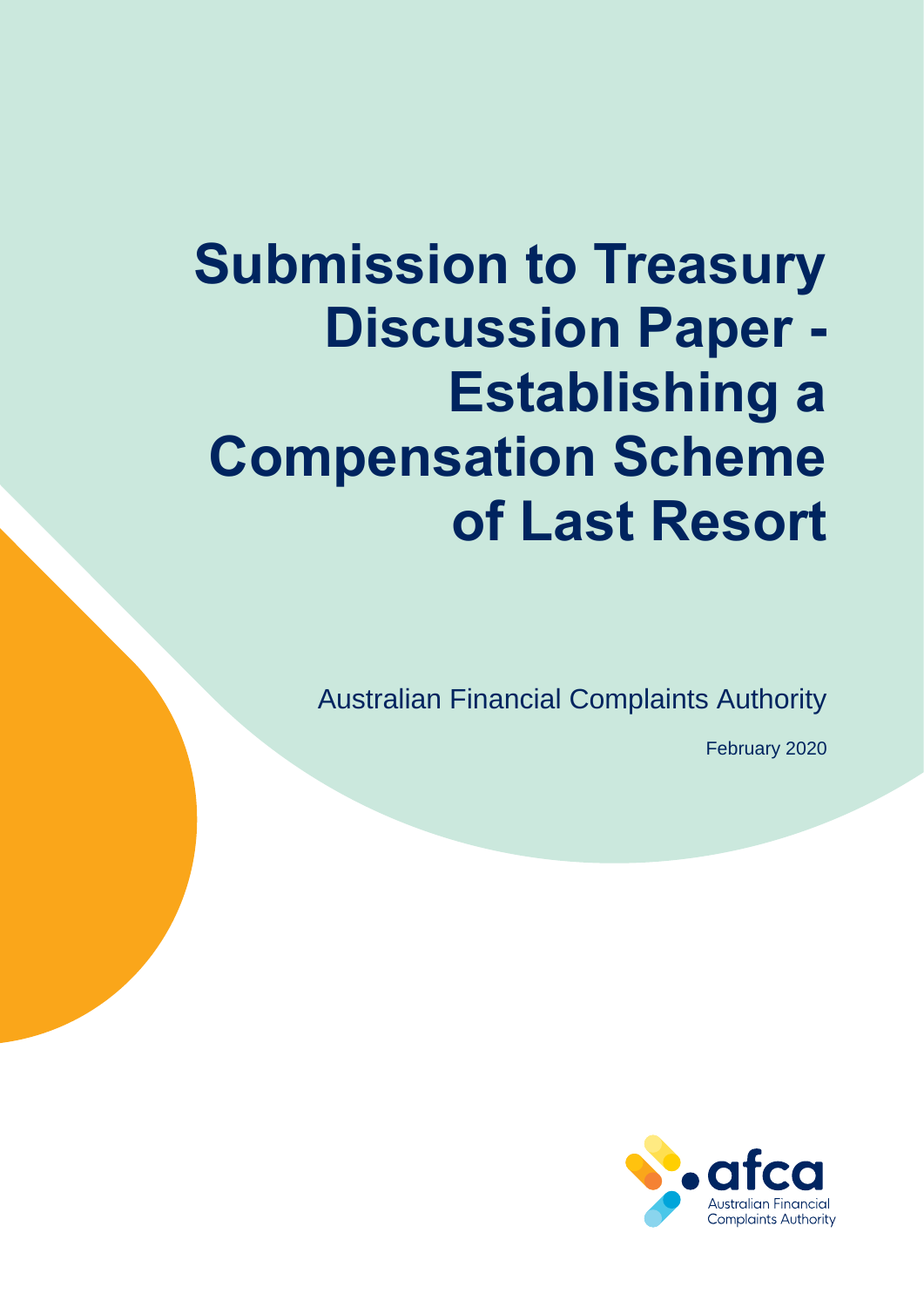# Submission to Treasury Discussion Paper - Establishing a Compensation Scheme of Last Resort

Australian Financial Complaints Authority

February 2020

afca Australian Financial Complaints Authority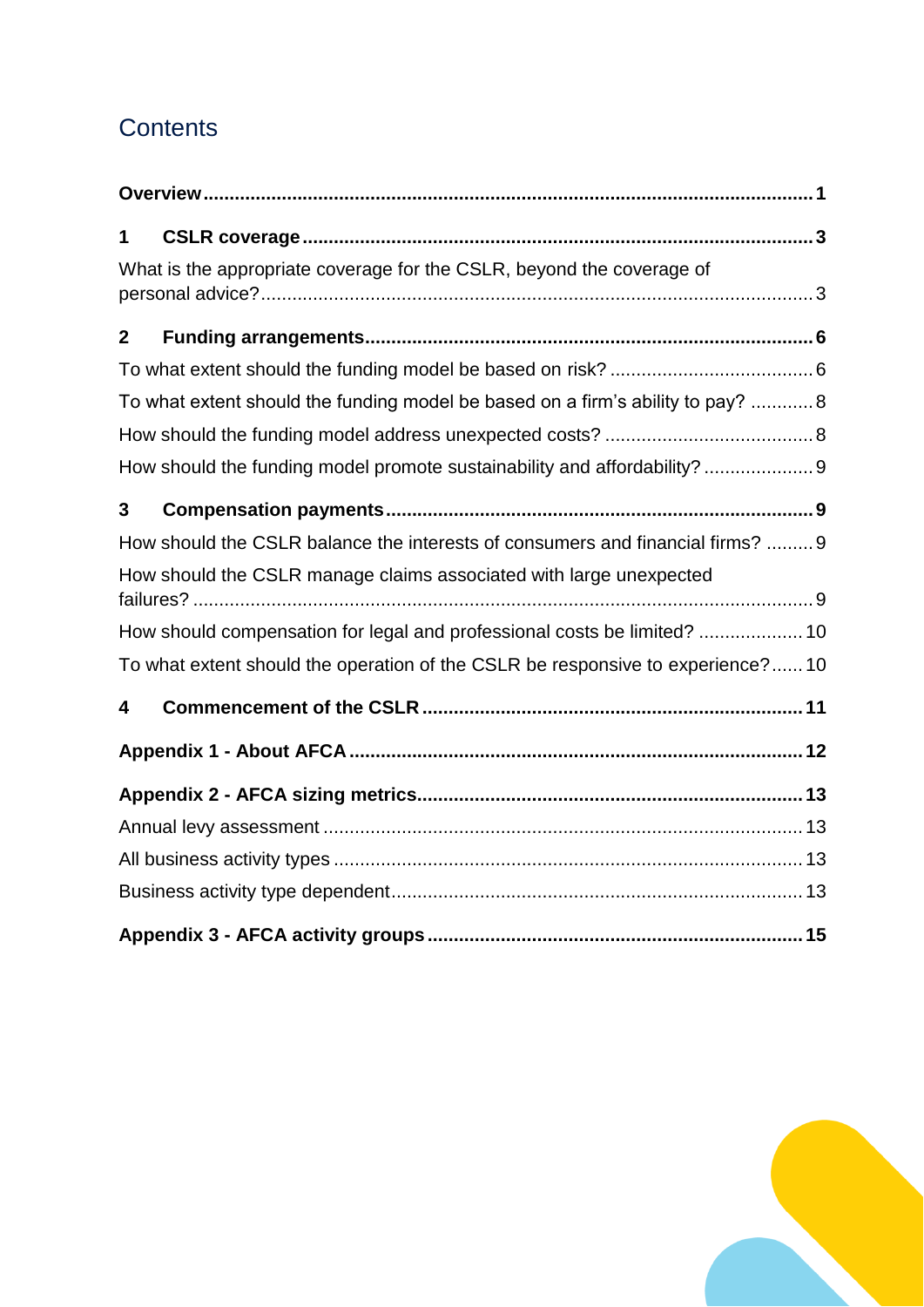# Contents

**Overview** 1

**1 CSLR coverage** 3

What is the appropriate coverage for the CSLR, beyond the coverage of personal advice? 3

**2 Funding arrangements** 6

To what extent should the funding model be based on risk? 6

To what extent should the funding model be based on a firm's ability to pay? 8

How should the funding model address unexpected costs? 8

How should the funding model promote sustainability and affordability? 9

**3 Compensation payments** 9

How should the CSLR balance the interests of consumers and financial firms? 9

How should the CSLR manage claims associated with large unexpected failures? 9

How should compensation for legal and professional costs be limited? 10

To what extent should the operation of the CSLR be responsive to experience? 10

**4 Commencement of the CSLR** 11

**Appendix 1 - About AFCA** 12

**Appendix 2 - AFCA sizing metrics** 13

Annual levy assessment 13

All business activity types 13

Business activity type dependent 13

**Appendix 3 - AFCA activity groups** 15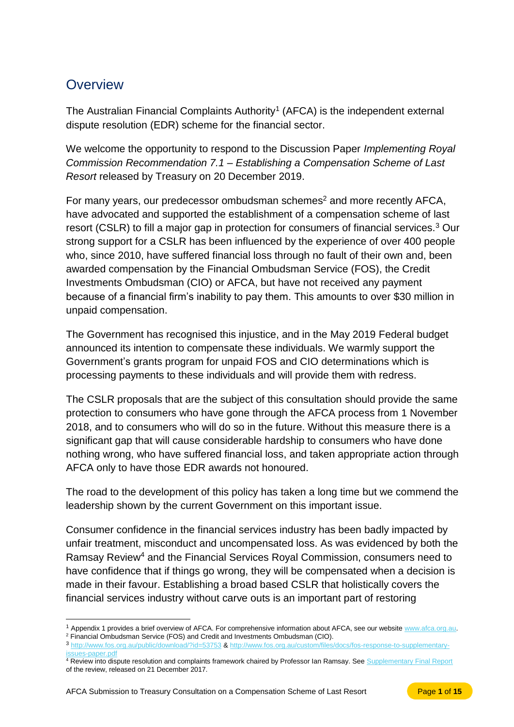## Overview

The Australian Financial Complaints Authority[1] (AFCA) is the independent external dispute resolution (EDR) scheme for the financial sector.

We welcome the opportunity to respond to the Discussion Paper *Implementing Royal Commission Recommendation 7.1 – Establishing a Compensation Scheme of Last Resort* released by Treasury on 20 December 2019.

For many years, our predecessor ombudsman schemes[2] and more recently AFCA, have advocated and supported the establishment of a compensation scheme of last resort (CSLR) to fill a major gap in protection for consumers of financial services.[3] Our strong support for a CSLR has been influenced by the experience of over 400 people who, since 2010, have suffered financial loss through no fault of their own and, been awarded compensation by the Financial Ombudsman Service (FOS), the Credit Investments Ombudsman (CIO) or AFCA, but have not received any payment because of a financial firm's inability to pay them. This amounts to over $30 million in unpaid compensation.

The Government has recognised this injustice, and in the May 2019 Federal budget announced its intention to compensate these individuals. We warmly support the Government's grants program for unpaid FOS and CIO determinations which is processing payments to these individuals and will provide them with redress.

The CSLR proposals that are the subject of this consultation should provide the same protection to consumers who have gone through the AFCA process from 1 November 2018, and to consumers who will do so in the future. Without this measure there is a significant gap that will cause considerable hardship to consumers who have done nothing wrong, who have suffered financial loss, and taken appropriate action through AFCA only to have those EDR awards not honoured.

The road to the development of this policy has taken a long time but we commend the leadership shown by the current Government on this important issue.

Consumer confidence in the financial services industry has been badly impacted by unfair treatment, misconduct and uncompensated loss. As was evidenced by both the Ramsay Review[4] and the Financial Services Royal Commission, consumers need to have confidence that if things go wrong, they will be compensated when a decision is made in their favour. Establishing a broad based CSLR that holistically covers the financial services industry without carve outs is an important part of restoring

---

[1] Appendix 1 provides a brief overview of AFCA. For comprehensive information about AFCA, see our website www.afca.org.au.

[2] Financial Ombudsman Service (FOS) and Credit and Investments Ombudsman (CIO).

[3] http://www.fos.org.au/public/download/?id=53753 & http://www.fos.org.au/custom/files/docs/fos-response-to-supplementary-issues-paper.pdf

[4] Review into dispute resolution and complaints framework chaired by Professor Ian Ramsay. See Supplementary Final Report of the review, released on 21 December 2017.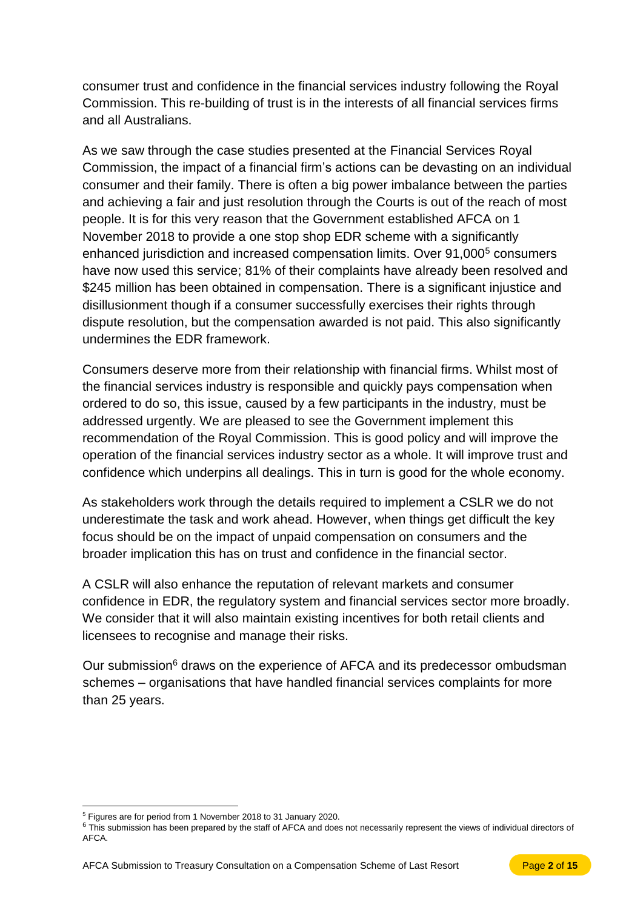consumer trust and confidence in the financial services industry following the Royal Commission. This re-building of trust is in the interests of all financial services firms and all Australians.

As we saw through the case studies presented at the Financial Services Royal Commission, the impact of a financial firm's actions can be devasting on an individual consumer and their family. There is often a big power imbalance between the parties and achieving a fair and just resolution through the Courts is out of the reach of most people. It is for this very reason that the Government established AFCA on 1 November 2018 to provide a one stop shop EDR scheme with a significantly enhanced jurisdiction and increased compensation limits. Over 91,000[5] consumers have now used this service; 81% of their complaints have already been resolved and $245 million has been obtained in compensation. There is a significant injustice and disillusionment though if a consumer successfully exercises their rights through dispute resolution, but the compensation awarded is not paid. This also significantly undermines the EDR framework.

Consumers deserve more from their relationship with financial firms. Whilst most of the financial services industry is responsible and quickly pays compensation when ordered to do so, this issue, caused by a few participants in the industry, must be addressed urgently. We are pleased to see the Government implement this recommendation of the Royal Commission. This is good policy and will improve the operation of the financial services industry sector as a whole. It will improve trust and confidence which underpins all dealings. This in turn is good for the whole economy.

As stakeholders work through the details required to implement a CSLR we do not underestimate the task and work ahead. However, when things get difficult the key focus should be on the impact of unpaid compensation on consumers and the broader implication this has on trust and confidence in the financial sector.

A CSLR will also enhance the reputation of relevant markets and consumer confidence in EDR, the regulatory system and financial services sector more broadly. We consider that it will also maintain existing incentives for both retail clients and licensees to recognise and manage their risks.

Our submission[6] draws on the experience of AFCA and its predecessor ombudsman schemes – organisations that have handled financial services complaints for more than 25 years.

---

[5] Figures are for period from 1 November 2018 to 31 January 2020.

[6] This submission has been prepared by the staff of AFCA and does not necessarily represent the views of individual directors of AFCA.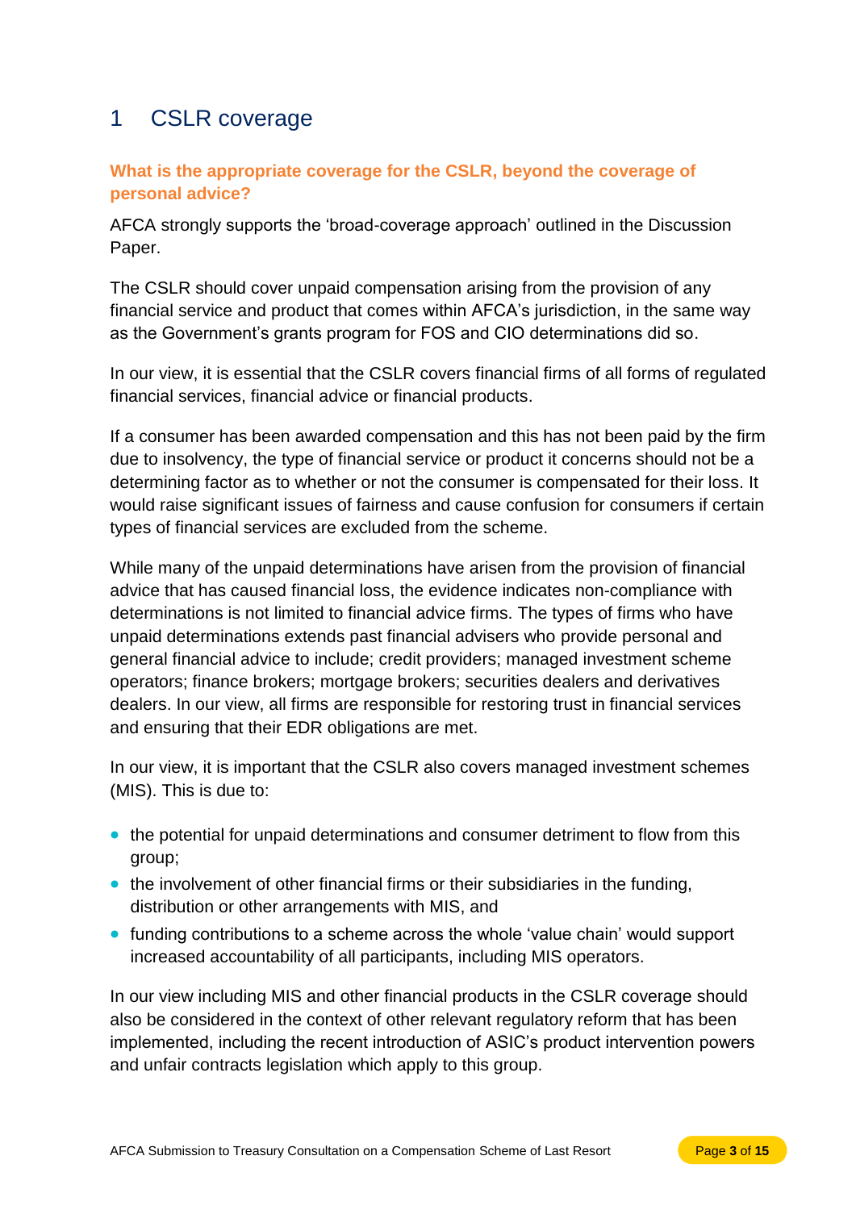# 1 CSLR coverage

### What is the appropriate coverage for the CSLR, beyond the coverage of personal advice?

AFCA strongly supports the 'broad-coverage approach' outlined in the Discussion Paper.

The CSLR should cover unpaid compensation arising from the provision of any financial service and product that comes within AFCA's jurisdiction, in the same way as the Government's grants program for FOS and CIO determinations did so.

In our view, it is essential that the CSLR covers financial firms of all forms of regulated financial services, financial advice or financial products.

If a consumer has been awarded compensation and this has not been paid by the firm due to insolvency, the type of financial service or product it concerns should not be a determining factor as to whether or not the consumer is compensated for their loss. It would raise significant issues of fairness and cause confusion for consumers if certain types of financial services are excluded from the scheme.

While many of the unpaid determinations have arisen from the provision of financial advice that has caused financial loss, the evidence indicates non-compliance with determinations is not limited to financial advice firms. The types of firms who have unpaid determinations extends past financial advisers who provide personal and general financial advice to include; credit providers; managed investment scheme operators; finance brokers; mortgage brokers; securities dealers and derivatives dealers. In our view, all firms are responsible for restoring trust in financial services and ensuring that their EDR obligations are met.

In our view, it is important that the CSLR also covers managed investment schemes (MIS). This is due to:

- the potential for unpaid determinations and consumer detriment to flow from this group;
- the involvement of other financial firms or their subsidiaries in the funding, distribution or other arrangements with MIS, and
- funding contributions to a scheme across the whole 'value chain' would support increased accountability of all participants, including MIS operators.

In our view including MIS and other financial products in the CSLR coverage should also be considered in the context of other relevant regulatory reform that has been implemented, including the recent introduction of ASIC's product intervention powers and unfair contracts legislation which apply to this group.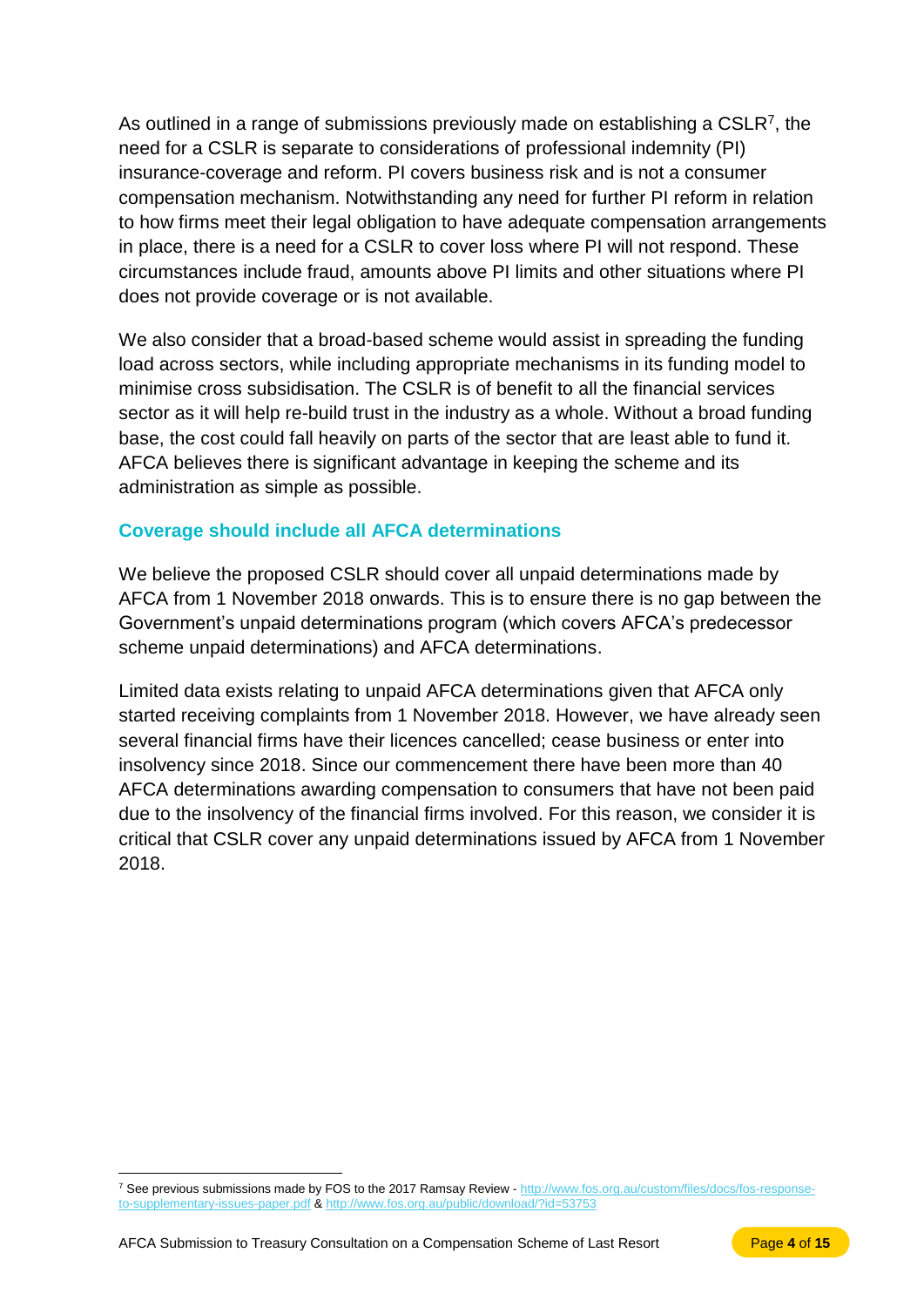As outlined in a range of submissions previously made on establishing a CSLR[7], the need for a CSLR is separate to considerations of professional indemnity (PI) insurance-coverage and reform. PI covers business risk and is not a consumer compensation mechanism. Notwithstanding any need for further PI reform in relation to how firms meet their legal obligation to have adequate compensation arrangements in place, there is a need for a CSLR to cover loss where PI will not respond. These circumstances include fraud, amounts above PI limits and other situations where PI does not provide coverage or is not available.

We also consider that a broad-based scheme would assist in spreading the funding load across sectors, while including appropriate mechanisms in its funding model to minimise cross subsidisation. The CSLR is of benefit to all the financial services sector as it will help re-build trust in the industry as a whole. Without a broad funding base, the cost could fall heavily on parts of the sector that are least able to fund it. AFCA believes there is significant advantage in keeping the scheme and its administration as simple as possible.

### Coverage should include all AFCA determinations

We believe the proposed CSLR should cover all unpaid determinations made by AFCA from 1 November 2018 onwards. This is to ensure there is no gap between the Government's unpaid determinations program (which covers AFCA's predecessor scheme unpaid determinations) and AFCA determinations.

Limited data exists relating to unpaid AFCA determinations given that AFCA only started receiving complaints from 1 November 2018. However, we have already seen several financial firms have their licences cancelled; cease business or enter into insolvency since 2018. Since our commencement there have been more than 40 AFCA determinations awarding compensation to consumers that have not been paid due to the insolvency of the financial firms involved. For this reason, we consider it is critical that CSLR cover any unpaid determinations issued by AFCA from 1 November 2018.

---

[7] See previous submissions made by FOS to the 2017 Ramsay Review - http://www.fos.org.au/custom/files/docs/fos-response-to-supplementary-issues-paper.pdf & http://www.fos.org.au/public/download/?id=53753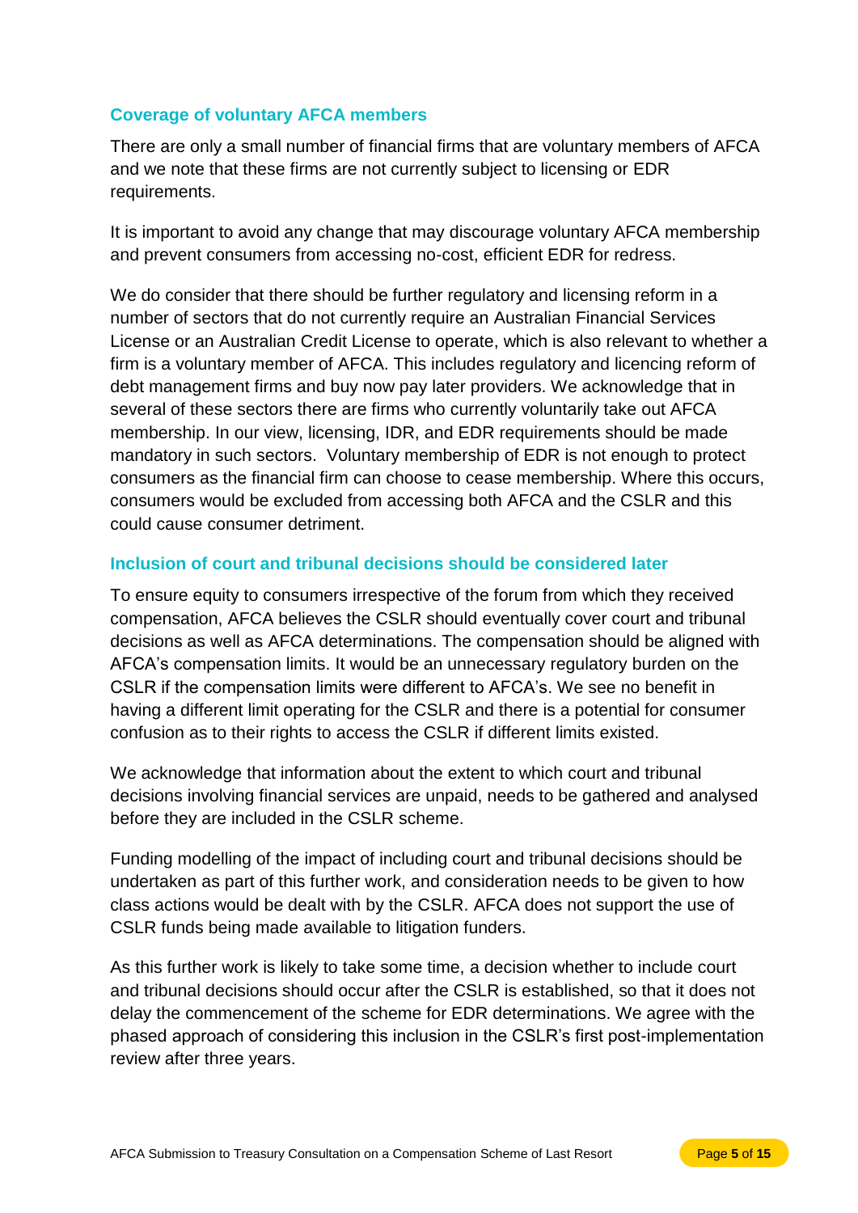### Coverage of voluntary AFCA members

There are only a small number of financial firms that are voluntary members of AFCA and we note that these firms are not currently subject to licensing or EDR requirements.

It is important to avoid any change that may discourage voluntary AFCA membership and prevent consumers from accessing no-cost, efficient EDR for redress.

We do consider that there should be further regulatory and licensing reform in a number of sectors that do not currently require an Australian Financial Services License or an Australian Credit License to operate, which is also relevant to whether a firm is a voluntary member of AFCA. This includes regulatory and licencing reform of debt management firms and buy now pay later providers. We acknowledge that in several of these sectors there are firms who currently voluntarily take out AFCA membership. In our view, licensing, IDR, and EDR requirements should be made mandatory in such sectors. Voluntary membership of EDR is not enough to protect consumers as the financial firm can choose to cease membership. Where this occurs, consumers would be excluded from accessing both AFCA and the CSLR and this could cause consumer detriment.

### Inclusion of court and tribunal decisions should be considered later

To ensure equity to consumers irrespective of the forum from which they received compensation, AFCA believes the CSLR should eventually cover court and tribunal decisions as well as AFCA determinations. The compensation should be aligned with AFCA's compensation limits. It would be an unnecessary regulatory burden on the CSLR if the compensation limits were different to AFCA's. We see no benefit in having a different limit operating for the CSLR and there is a potential for consumer confusion as to their rights to access the CSLR if different limits existed.

We acknowledge that information about the extent to which court and tribunal decisions involving financial services are unpaid, needs to be gathered and analysed before they are included in the CSLR scheme.

Funding modelling of the impact of including court and tribunal decisions should be undertaken as part of this further work, and consideration needs to be given to how class actions would be dealt with by the CSLR. AFCA does not support the use of CSLR funds being made available to litigation funders.

As this further work is likely to take some time, a decision whether to include court and tribunal decisions should occur after the CSLR is established, so that it does not delay the commencement of the scheme for EDR determinations. We agree with the phased approach of considering this inclusion in the CSLR's first post-implementation review after three years.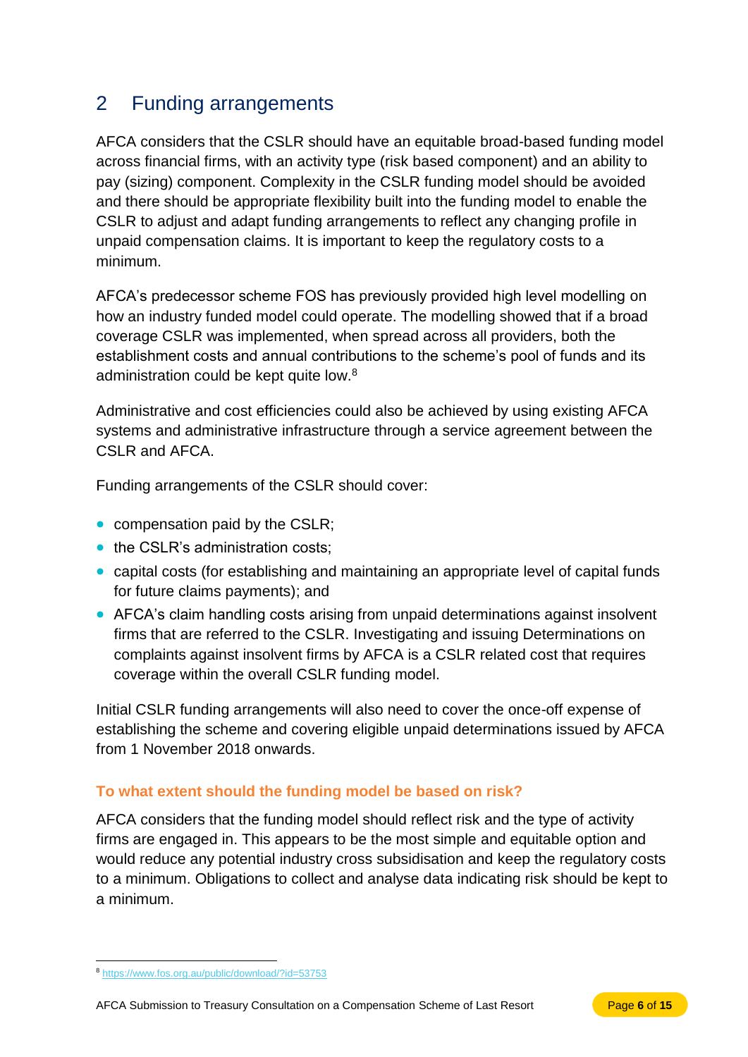## 2 Funding arrangements

AFCA considers that the CSLR should have an equitable broad-based funding model across financial firms, with an activity type (risk based component) and an ability to pay (sizing) component. Complexity in the CSLR funding model should be avoided and there should be appropriate flexibility built into the funding model to enable the CSLR to adjust and adapt funding arrangements to reflect any changing profile in unpaid compensation claims. It is important to keep the regulatory costs to a minimum.

AFCA's predecessor scheme FOS has previously provided high level modelling on how an industry funded model could operate. The modelling showed that if a broad coverage CSLR was implemented, when spread across all providers, both the establishment costs and annual contributions to the scheme's pool of funds and its administration could be kept quite low.[8]

Administrative and cost efficiencies could also be achieved by using existing AFCA systems and administrative infrastructure through a service agreement between the CSLR and AFCA.

Funding arrangements of the CSLR should cover:

- compensation paid by the CSLR;
- the CSLR's administration costs;
- capital costs (for establishing and maintaining an appropriate level of capital funds for future claims payments); and
- AFCA's claim handling costs arising from unpaid determinations against insolvent firms that are referred to the CSLR. Investigating and issuing Determinations on complaints against insolvent firms by AFCA is a CSLR related cost that requires coverage within the overall CSLR funding model.

Initial CSLR funding arrangements will also need to cover the once-off expense of establishing the scheme and covering eligible unpaid determinations issued by AFCA from 1 November 2018 onwards.

### To what extent should the funding model be based on risk?

AFCA considers that the funding model should reflect risk and the type of activity firms are engaged in. This appears to be the most simple and equitable option and would reduce any potential industry cross subsidisation and keep the regulatory costs to a minimum. Obligations to collect and analyse data indicating risk should be kept to a minimum.

---

[8] https://www.fos.org.au/public/download/?id=53753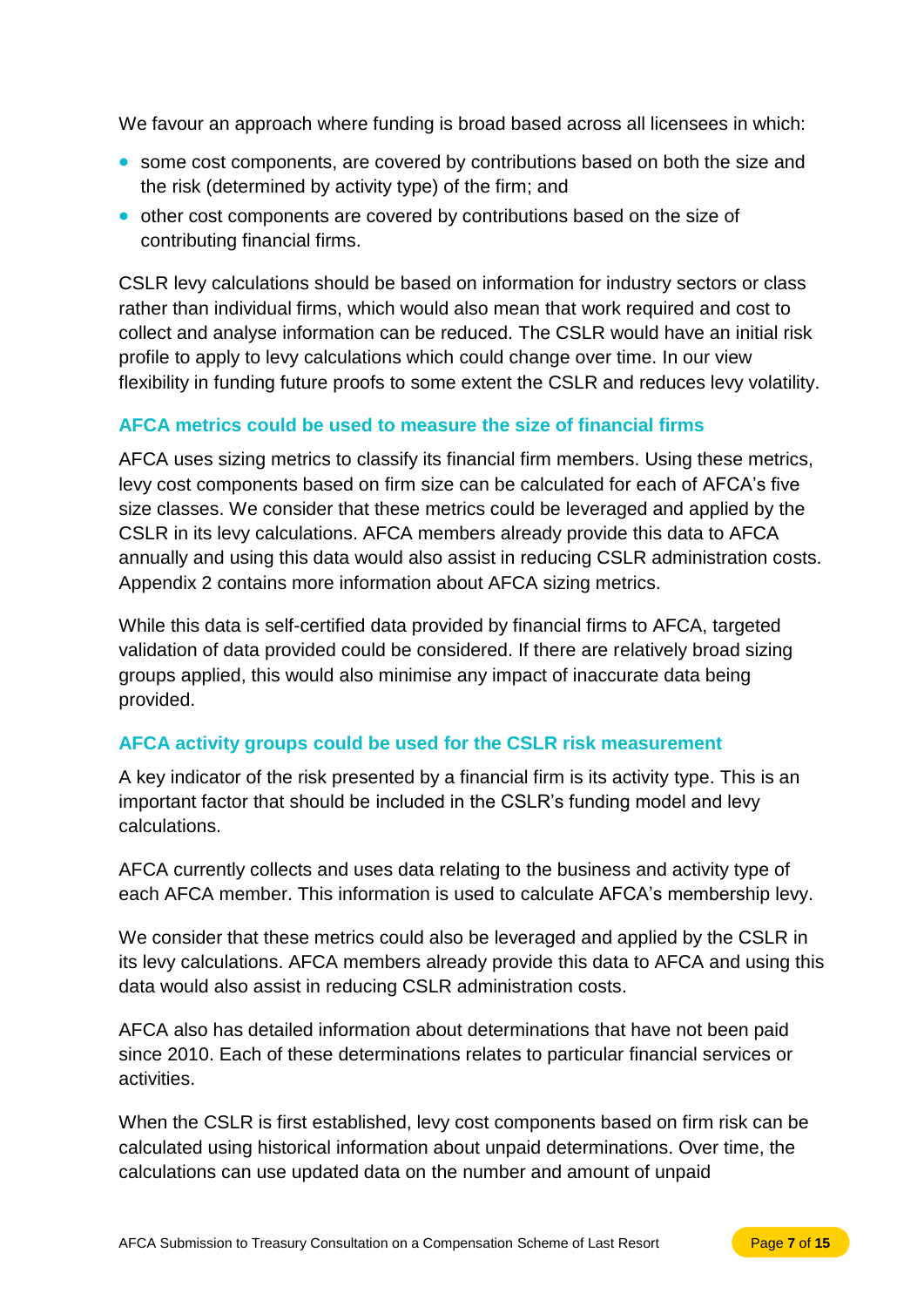We favour an approach where funding is broad based across all licensees in which:

- some cost components, are covered by contributions based on both the size and the risk (determined by activity type) of the firm; and
- other cost components are covered by contributions based on the size of contributing financial firms.

CSLR levy calculations should be based on information for industry sectors or class rather than individual firms, which would also mean that work required and cost to collect and analyse information can be reduced. The CSLR would have an initial risk profile to apply to levy calculations which could change over time. In our view flexibility in funding future proofs to some extent the CSLR and reduces levy volatility.

### AFCA metrics could be used to measure the size of financial firms

AFCA uses sizing metrics to classify its financial firm members. Using these metrics, levy cost components based on firm size can be calculated for each of AFCA's five size classes. We consider that these metrics could be leveraged and applied by the CSLR in its levy calculations. AFCA members already provide this data to AFCA annually and using this data would also assist in reducing CSLR administration costs. Appendix 2 contains more information about AFCA sizing metrics.

While this data is self-certified data provided by financial firms to AFCA, targeted validation of data provided could be considered. If there are relatively broad sizing groups applied, this would also minimise any impact of inaccurate data being provided.

### AFCA activity groups could be used for the CSLR risk measurement

A key indicator of the risk presented by a financial firm is its activity type. This is an important factor that should be included in the CSLR's funding model and levy calculations.

AFCA currently collects and uses data relating to the business and activity type of each AFCA member. This information is used to calculate AFCA's membership levy.

We consider that these metrics could also be leveraged and applied by the CSLR in its levy calculations. AFCA members already provide this data to AFCA and using this data would also assist in reducing CSLR administration costs.

AFCA also has detailed information about determinations that have not been paid since 2010. Each of these determinations relates to particular financial services or activities.

When the CSLR is first established, levy cost components based on firm risk can be calculated using historical information about unpaid determinations. Over time, the calculations can use updated data on the number and amount of unpaid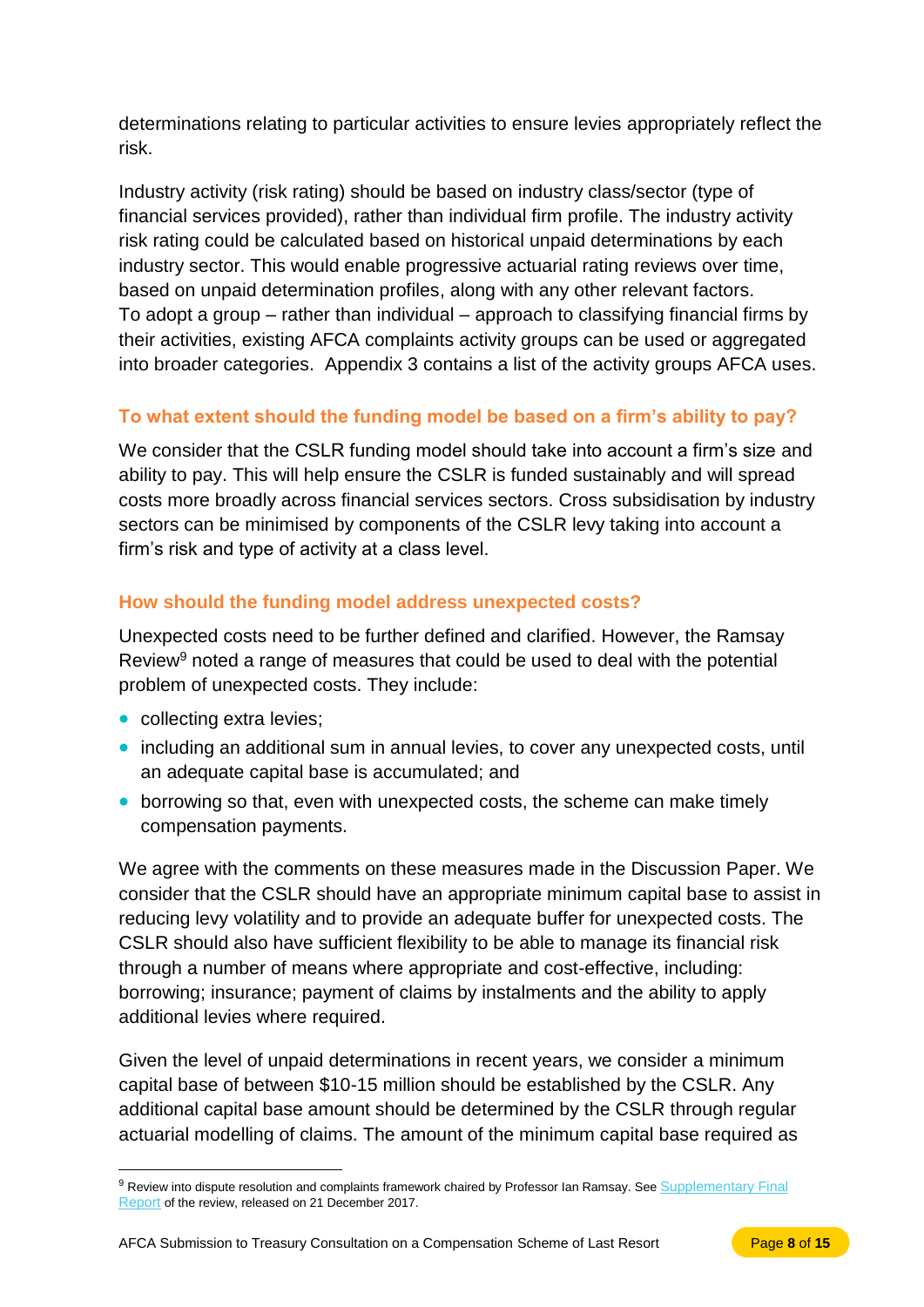determinations relating to particular activities to ensure levies appropriately reflect the risk.

Industry activity (risk rating) should be based on industry class/sector (type of financial services provided), rather than individual firm profile. The industry activity risk rating could be calculated based on historical unpaid determinations by each industry sector. This would enable progressive actuarial rating reviews over time, based on unpaid determination profiles, along with any other relevant factors. To adopt a group – rather than individual – approach to classifying financial firms by their activities, existing AFCA complaints activity groups can be used or aggregated into broader categories. Appendix 3 contains a list of the activity groups AFCA uses.

### To what extent should the funding model be based on a firm's ability to pay?

We consider that the CSLR funding model should take into account a firm's size and ability to pay. This will help ensure the CSLR is funded sustainably and will spread costs more broadly across financial services sectors. Cross subsidisation by industry sectors can be minimised by components of the CSLR levy taking into account a firm's risk and type of activity at a class level.

### How should the funding model address unexpected costs?

Unexpected costs need to be further defined and clarified. However, the Ramsay Review[9] noted a range of measures that could be used to deal with the potential problem of unexpected costs. They include:

- collecting extra levies;
- including an additional sum in annual levies, to cover any unexpected costs, until an adequate capital base is accumulated; and
- borrowing so that, even with unexpected costs, the scheme can make timely compensation payments.

We agree with the comments on these measures made in the Discussion Paper. We consider that the CSLR should have an appropriate minimum capital base to assist in reducing levy volatility and to provide an adequate buffer for unexpected costs. The CSLR should also have sufficient flexibility to be able to manage its financial risk through a number of means where appropriate and cost-effective, including: borrowing; insurance; payment of claims by instalments and the ability to apply additional levies where required.

Given the level of unpaid determinations in recent years, we consider a minimum capital base of between $10-15 million should be established by the CSLR. Any additional capital base amount should be determined by the CSLR through regular actuarial modelling of claims. The amount of the minimum capital base required as

[9] Review into dispute resolution and complaints framework chaired by Professor Ian Ramsay. See Supplementary Final Report of the review, released on 21 December 2017.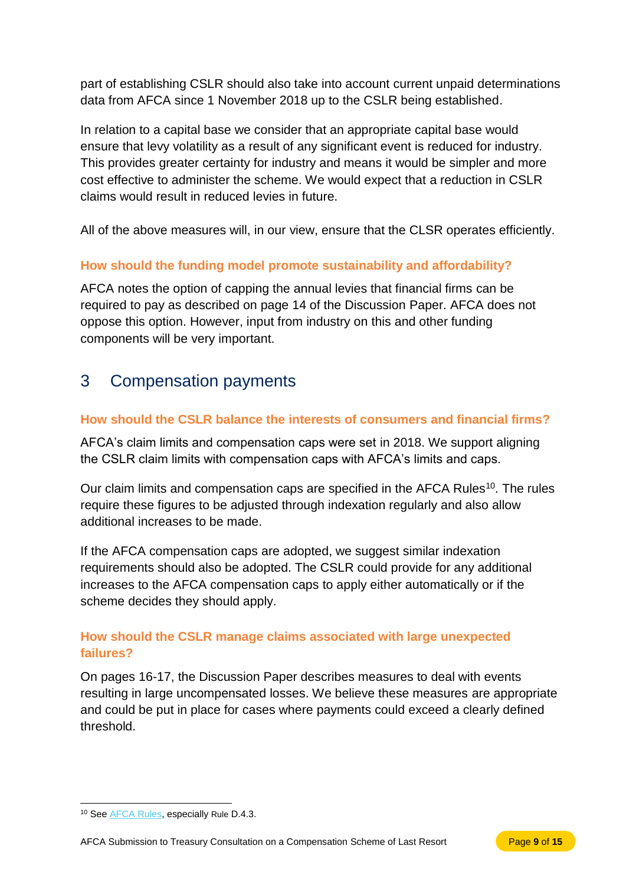part of establishing CSLR should also take into account current unpaid determinations data from AFCA since 1 November 2018 up to the CSLR being established.

In relation to a capital base we consider that an appropriate capital base would ensure that levy volatility as a result of any significant event is reduced for industry. This provides greater certainty for industry and means it would be simpler and more cost effective to administer the scheme. We would expect that a reduction in CSLR claims would result in reduced levies in future.

All of the above measures will, in our view, ensure that the CLSR operates efficiently.

### How should the funding model promote sustainability and affordability?

AFCA notes the option of capping the annual levies that financial firms can be required to pay as described on page 14 of the Discussion Paper. AFCA does not oppose this option. However, input from industry on this and other funding components will be very important.

## 3 Compensation payments

### How should the CSLR balance the interests of consumers and financial firms?

AFCA's claim limits and compensation caps were set in 2018. We support aligning the CSLR claim limits with compensation caps with AFCA's limits and caps.

Our claim limits and compensation caps are specified in the AFCA Rules[10]. The rules require these figures to be adjusted through indexation regularly and also allow additional increases to be made.

If the AFCA compensation caps are adopted, we suggest similar indexation requirements should also be adopted. The CSLR could provide for any additional increases to the AFCA compensation caps to apply either automatically or if the scheme decides they should apply.

### How should the CSLR manage claims associated with large unexpected failures?

On pages 16-17, the Discussion Paper describes measures to deal with events resulting in large uncompensated losses. We believe these measures are appropriate and could be put in place for cases where payments could exceed a clearly defined threshold.

---

[10] See AFCA Rules, especially Rule D.4.3.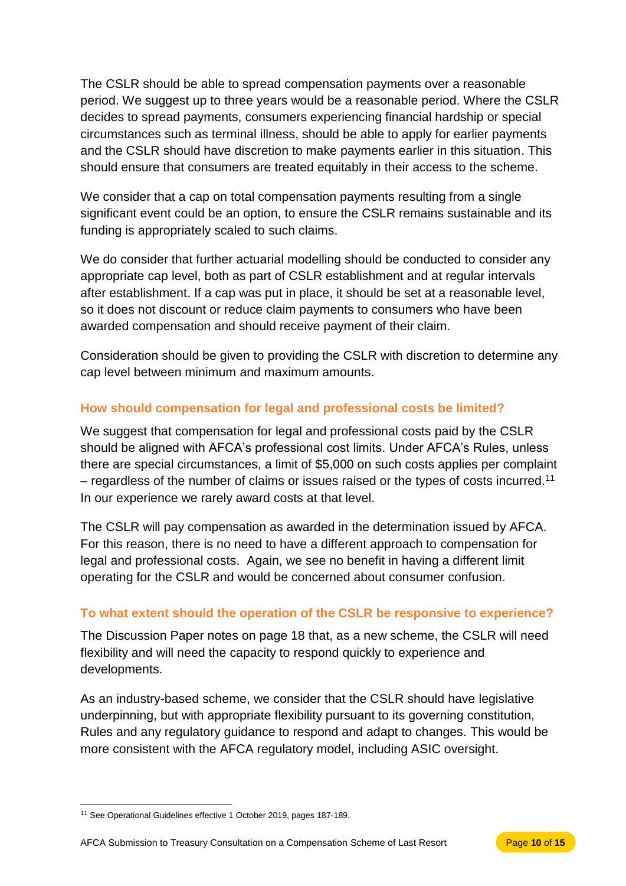The CSLR should be able to spread compensation payments over a reasonable period. We suggest up to three years would be a reasonable period. Where the CSLR decides to spread payments, consumers experiencing financial hardship or special circumstances such as terminal illness, should be able to apply for earlier payments and the CSLR should have discretion to make payments earlier in this situation. This should ensure that consumers are treated equitably in their access to the scheme.

We consider that a cap on total compensation payments resulting from a single significant event could be an option, to ensure the CSLR remains sustainable and its funding is appropriately scaled to such claims.

We do consider that further actuarial modelling should be conducted to consider any appropriate cap level, both as part of CSLR establishment and at regular intervals after establishment. If a cap was put in place, it should be set at a reasonable level, so it does not discount or reduce claim payments to consumers who have been awarded compensation and should receive payment of their claim.

Consideration should be given to providing the CSLR with discretion to determine any cap level between minimum and maximum amounts.

### How should compensation for legal and professional costs be limited?

We suggest that compensation for legal and professional costs paid by the CSLR should be aligned with AFCA's professional cost limits. Under AFCA's Rules, unless there are special circumstances, a limit of $5,000 on such costs applies per complaint – regardless of the number of claims or issues raised or the types of costs incurred.[11] In our experience we rarely award costs at that level.

The CSLR will pay compensation as awarded in the determination issued by AFCA. For this reason, there is no need to have a different approach to compensation for legal and professional costs. Again, we see no benefit in having a different limit operating for the CSLR and would be concerned about consumer confusion.

### To what extent should the operation of the CSLR be responsive to experience?

The Discussion Paper notes on page 18 that, as a new scheme, the CSLR will need flexibility and will need the capacity to respond quickly to experience and developments.

As an industry-based scheme, we consider that the CSLR should have legislative underpinning, but with appropriate flexibility pursuant to its governing constitution, Rules and any regulatory guidance to respond and adapt to changes. This would be more consistent with the AFCA regulatory model, including ASIC oversight.

---

[11] See Operational Guidelines effective 1 October 2019, pages 187-189.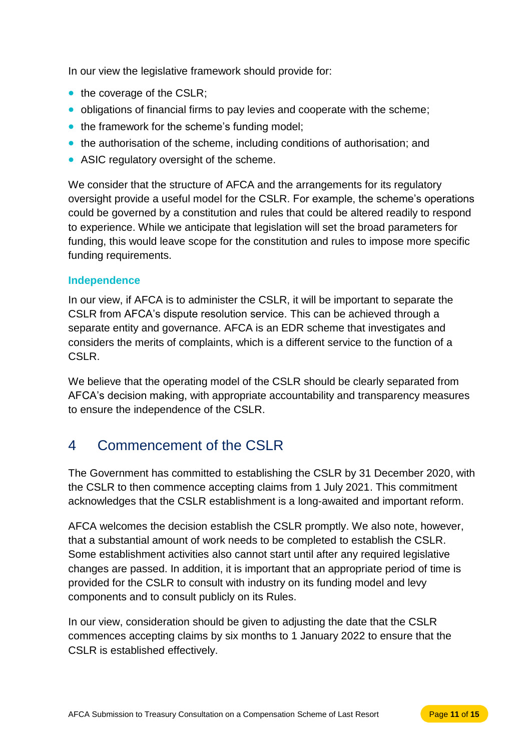In our view the legislative framework should provide for:

- the coverage of the CSLR;
- obligations of financial firms to pay levies and cooperate with the scheme;
- the framework for the scheme's funding model;
- the authorisation of the scheme, including conditions of authorisation; and
- ASIC regulatory oversight of the scheme.

We consider that the structure of AFCA and the arrangements for its regulatory oversight provide a useful model for the CSLR. For example, the scheme's operations could be governed by a constitution and rules that could be altered readily to respond to experience. While we anticipate that legislation will set the broad parameters for funding, this would leave scope for the constitution and rules to impose more specific funding requirements.

### Independence

In our view, if AFCA is to administer the CSLR, it will be important to separate the CSLR from AFCA's dispute resolution service. This can be achieved through a separate entity and governance. AFCA is an EDR scheme that investigates and considers the merits of complaints, which is a different service to the function of a CSLR.

We believe that the operating model of the CSLR should be clearly separated from AFCA's decision making, with appropriate accountability and transparency measures to ensure the independence of the CSLR.

## 4 Commencement of the CSLR

The Government has committed to establishing the CSLR by 31 December 2020, with the CSLR to then commence accepting claims from 1 July 2021. This commitment acknowledges that the CSLR establishment is a long-awaited and important reform.

AFCA welcomes the decision establish the CSLR promptly. We also note, however, that a substantial amount of work needs to be completed to establish the CSLR. Some establishment activities also cannot start until after any required legislative changes are passed. In addition, it is important that an appropriate period of time is provided for the CSLR to consult with industry on its funding model and levy components and to consult publicly on its Rules.

In our view, consideration should be given to adjusting the date that the CSLR commences accepting claims by six months to 1 January 2022 to ensure that the CSLR is established effectively.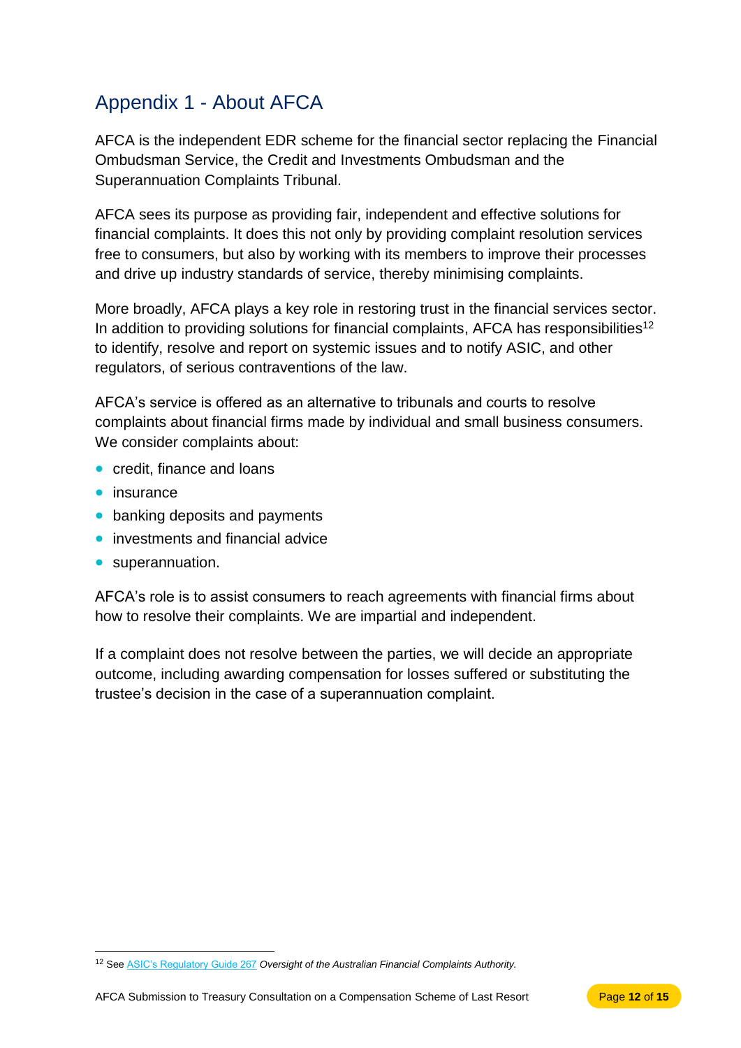## Appendix 1 - About AFCA

AFCA is the independent EDR scheme for the financial sector replacing the Financial Ombudsman Service, the Credit and Investments Ombudsman and the Superannuation Complaints Tribunal.

AFCA sees its purpose as providing fair, independent and effective solutions for financial complaints. It does this not only by providing complaint resolution services free to consumers, but also by working with its members to improve their processes and drive up industry standards of service, thereby minimising complaints.

More broadly, AFCA plays a key role in restoring trust in the financial services sector. In addition to providing solutions for financial complaints, AFCA has responsibilities[12] to identify, resolve and report on systemic issues and to notify ASIC, and other regulators, of serious contraventions of the law.

AFCA's service is offered as an alternative to tribunals and courts to resolve complaints about financial firms made by individual and small business consumers. We consider complaints about:

- credit, finance and loans
- insurance
- banking deposits and payments
- investments and financial advice
- superannuation.

AFCA's role is to assist consumers to reach agreements with financial firms about how to resolve their complaints. We are impartial and independent.

If a complaint does not resolve between the parties, we will decide an appropriate outcome, including awarding compensation for losses suffered or substituting the trustee's decision in the case of a superannuation complaint.

---

[12] See ASIC's Regulatory Guide 267 *Oversight of the Australian Financial Complaints Authority.*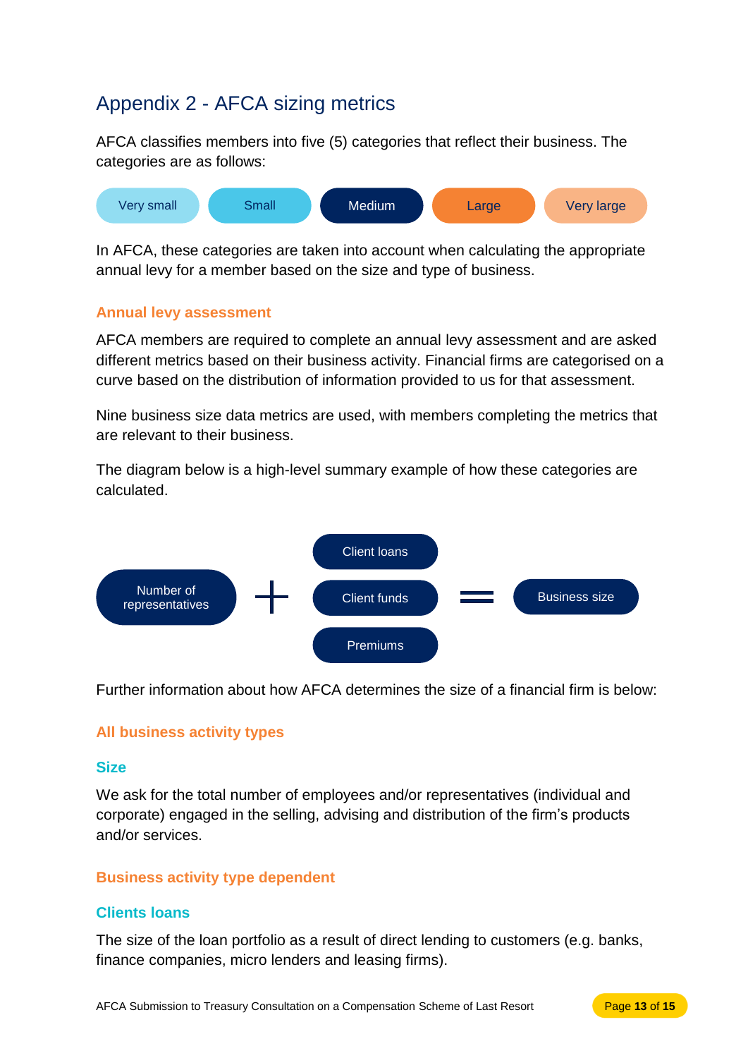# Appendix 2 - AFCA sizing metrics

AFCA classifies members into five (5) categories that reflect their business. The categories are as follows:

Very small | Small | Medium | Large | Very large

In AFCA, these categories are taken into account when calculating the appropriate annual levy for a member based on the size and type of business.

## Annual levy assessment

AFCA members are required to complete an annual levy assessment and are asked different metrics based on their business activity. Financial firms are categorised on a curve based on the distribution of information provided to us for that assessment.

Nine business size data metrics are used, with members completing the metrics that are relevant to their business.

The diagram below is a high-level summary example of how these categories are calculated.

Number of representatives + Client loans / Client funds / Premiums = Business size

Further information about how AFCA determines the size of a financial firm is below:

## All business activity types

### Size

We ask for the total number of employees and/or representatives (individual and corporate) engaged in the selling, advising and distribution of the firm's products and/or services.

## Business activity type dependent

### Clients loans

The size of the loan portfolio as a result of direct lending to customers (e.g. banks, finance companies, micro lenders and leasing firms).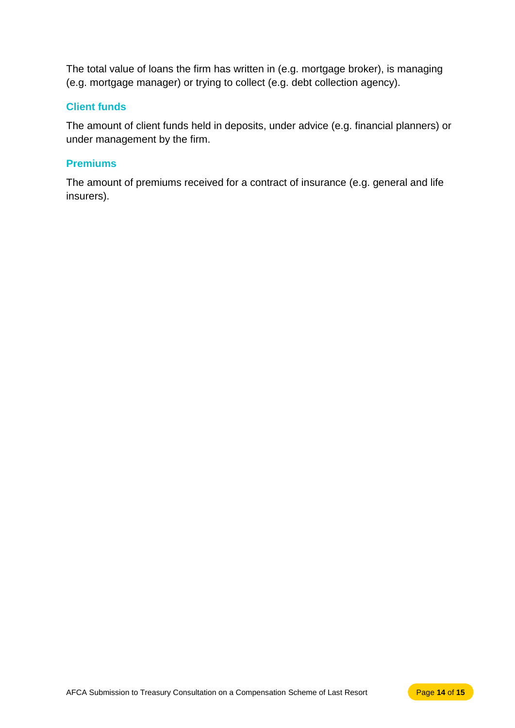The total value of loans the firm has written in (e.g. mortgage broker), is managing (e.g. mortgage manager) or trying to collect (e.g. debt collection agency).

### Client funds

The amount of client funds held in deposits, under advice (e.g. financial planners) or under management by the firm.

### Premiums

The amount of premiums received for a contract of insurance (e.g. general and life insurers).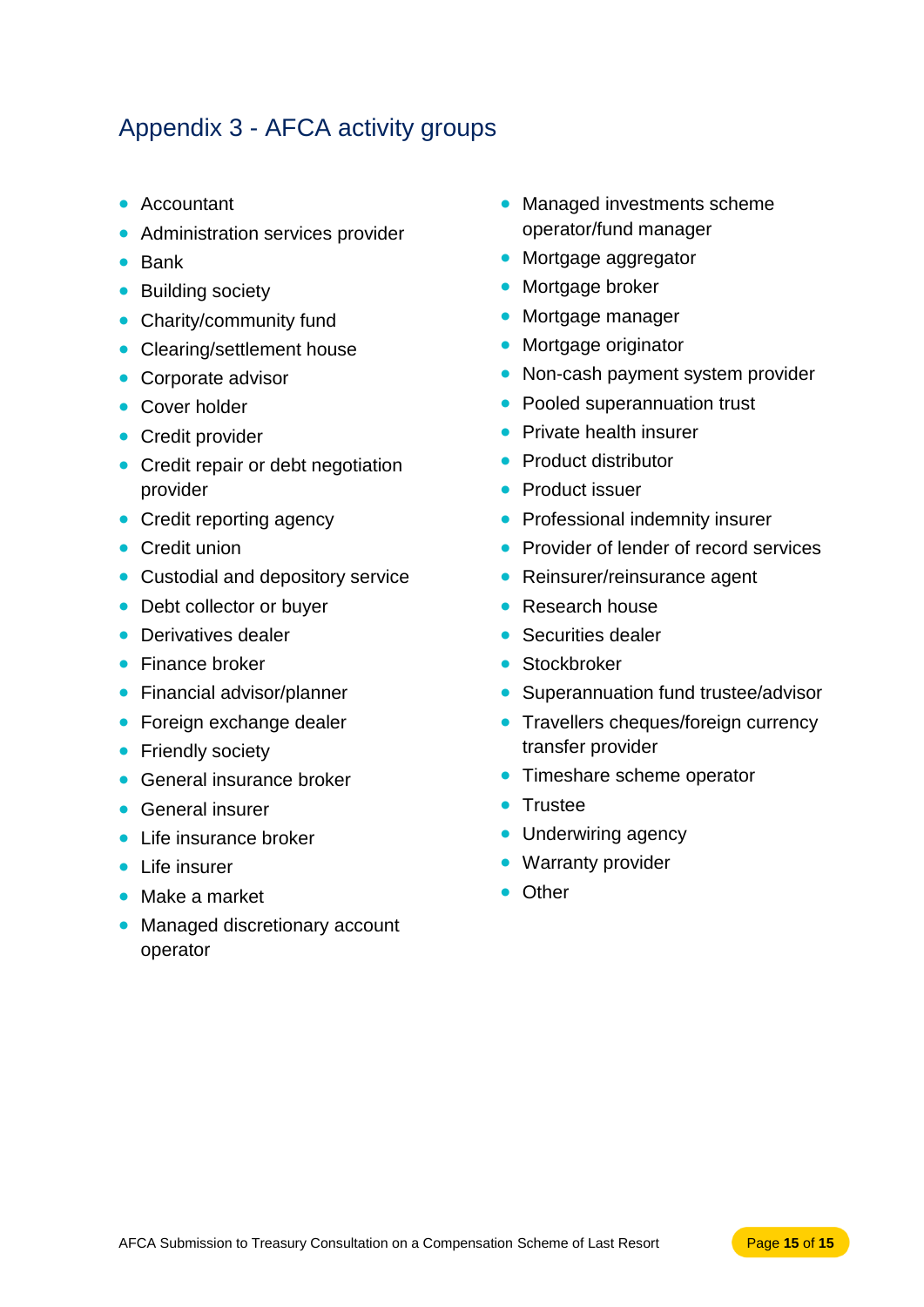## Appendix 3 - AFCA activity groups

- Accountant
- Administration services provider
- Bank
- Building society
- Charity/community fund
- Clearing/settlement house
- Corporate advisor
- Cover holder
- Credit provider
- Credit repair or debt negotiation provider
- Credit reporting agency
- Credit union
- Custodial and depository service
- Debt collector or buyer
- Derivatives dealer
- Finance broker
- Financial advisor/planner
- Foreign exchange dealer
- Friendly society
- General insurance broker
- General insurer
- Life insurance broker
- Life insurer
- Make a market
- Managed discretionary account operator
- Managed investments scheme operator/fund manager
- Mortgage aggregator
- Mortgage broker
- Mortgage manager
- Mortgage originator
- Non-cash payment system provider
- Pooled superannuation trust
- Private health insurer
- Product distributor
- Product issuer
- Professional indemnity insurer
- Provider of lender of record services
- Reinsurer/reinsurance agent
- Research house
- Securities dealer
- Stockbroker
- Superannuation fund trustee/advisor
- Travellers cheques/foreign currency transfer provider
- Timeshare scheme operator
- Trustee
- Underwiring agency
- Warranty provider
- Other